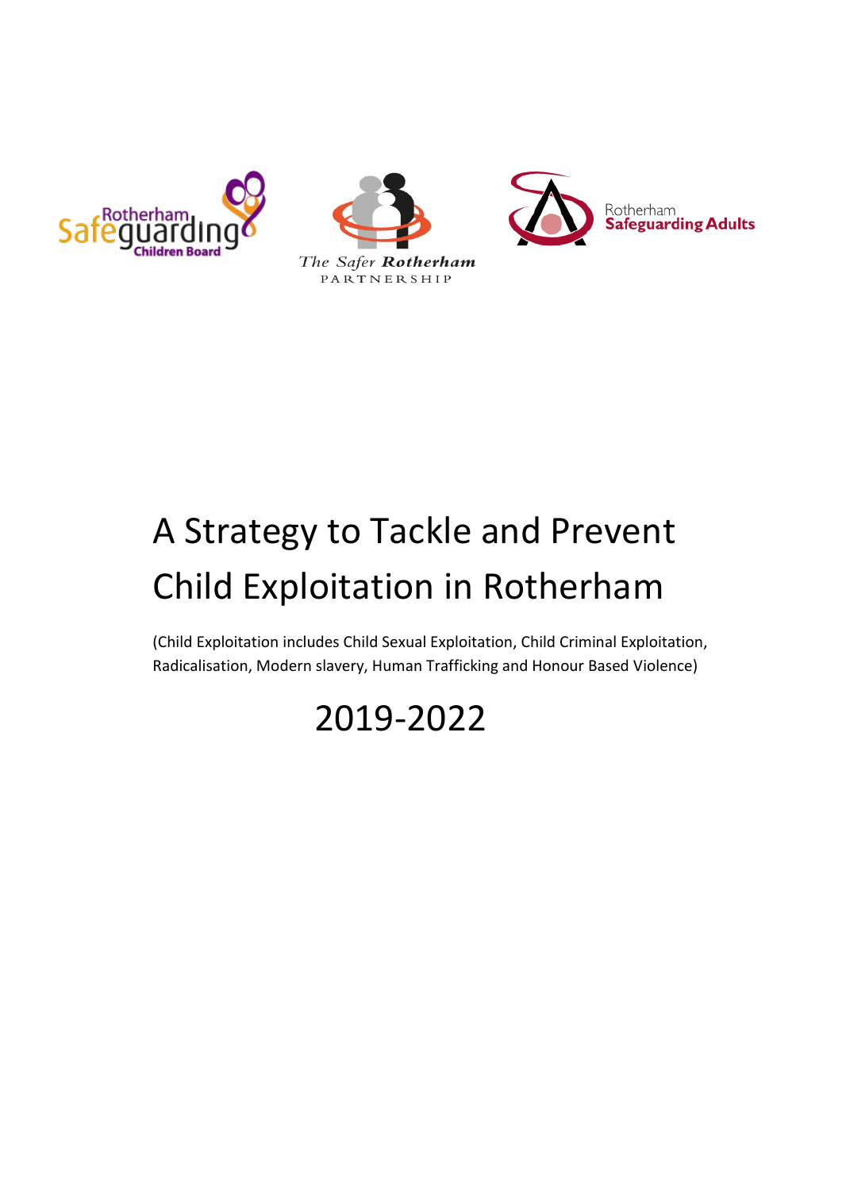Rotherham Safeguarding Children Board

The Safer Rotherham PARTNERSHIP

Rotherham Safeguarding Adults

# A Strategy to Tackle and Prevent Child Exploitation in Rotherham

(Child Exploitation includes Child Sexual Exploitation, Child Criminal Exploitation, Radicalisation, Modern slavery, Human Trafficking and Honour Based Violence)

## 2019-2022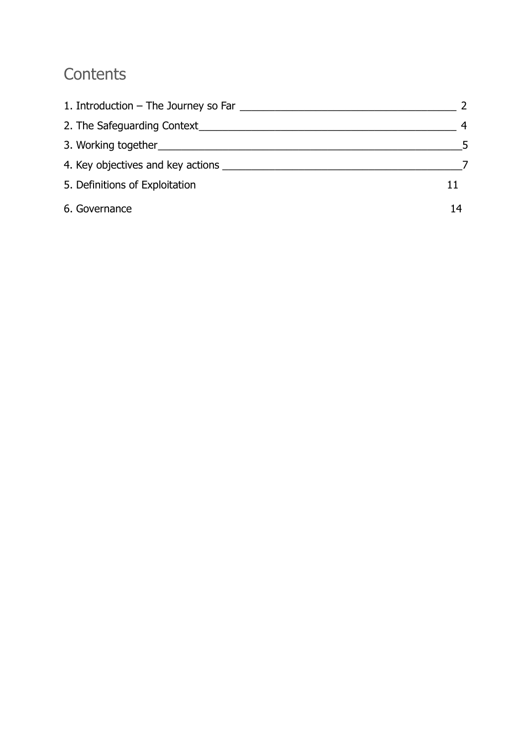# Contents

1. Introduction – The Journey so Far — 2
2. The Safeguarding Context — 4
3. Working together — 5
4. Key objectives and key actions — 7
5. Definitions of Exploitation — 11
6. Governance — 14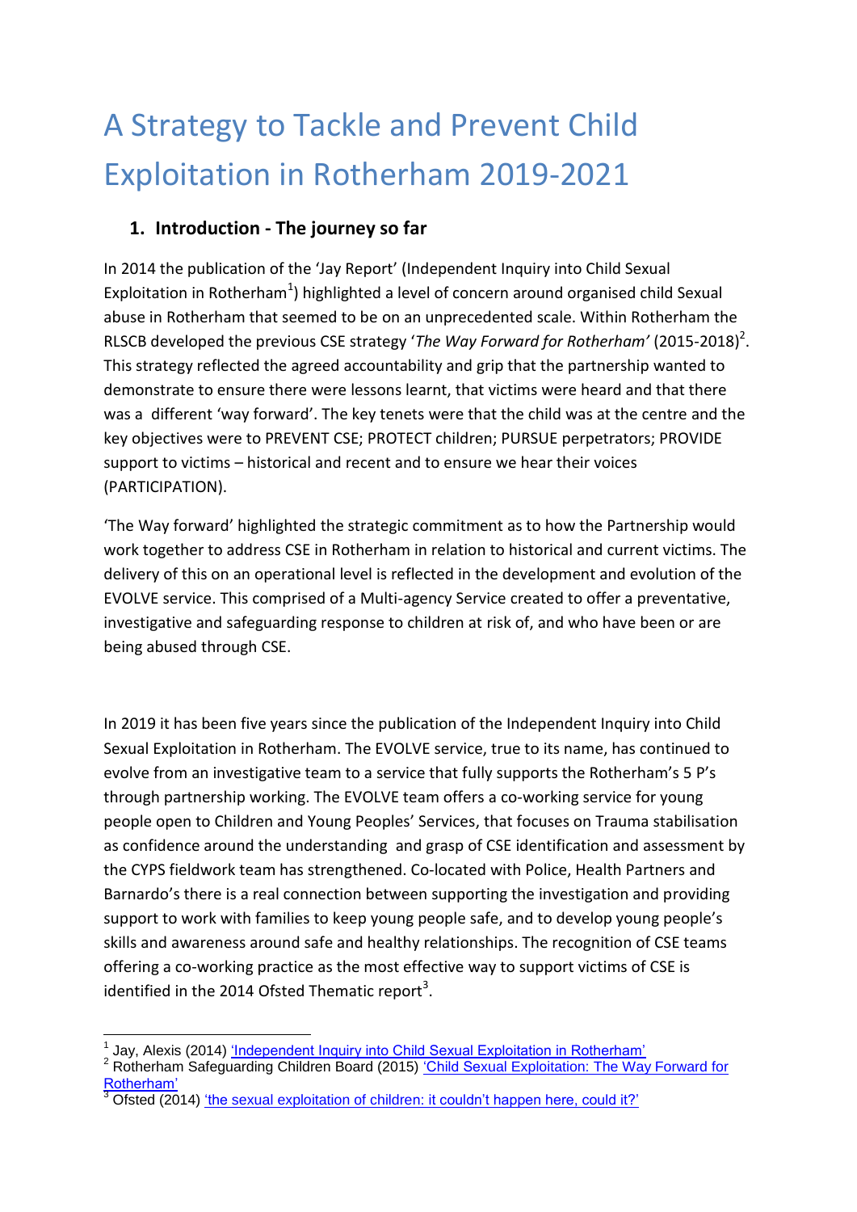# A Strategy to Tackle and Prevent Child Exploitation in Rotherham 2019-2021

## 1. Introduction - The journey so far

In 2014 the publication of the 'Jay Report' (Independent Inquiry into Child Sexual Exploitation in Rotherham[1]) highlighted a level of concern around organised child Sexual abuse in Rotherham that seemed to be on an unprecedented scale. Within Rotherham the RLSCB developed the previous CSE strategy '*The Way Forward for Rotherham'* (2015-2018)[2]. This strategy reflected the agreed accountability and grip that the partnership wanted to demonstrate to ensure there were lessons learnt, that victims were heard and that there was a different 'way forward'. The key tenets were that the child was at the centre and the key objectives were to PREVENT CSE; PROTECT children; PURSUE perpetrators; PROVIDE support to victims – historical and recent and to ensure we hear their voices (PARTICIPATION).

'The Way forward' highlighted the strategic commitment as to how the Partnership would work together to address CSE in Rotherham in relation to historical and current victims. The delivery of this on an operational level is reflected in the development and evolution of the EVOLVE service. This comprised of a Multi-agency Service created to offer a preventative, investigative and safeguarding response to children at risk of, and who have been or are being abused through CSE.

In 2019 it has been five years since the publication of the Independent Inquiry into Child Sexual Exploitation in Rotherham. The EVOLVE service, true to its name, has continued to evolve from an investigative team to a service that fully supports the Rotherham's 5 P's through partnership working. The EVOLVE team offers a co-working service for young people open to Children and Young Peoples' Services, that focuses on Trauma stabilisation as confidence around the understanding and grasp of CSE identification and assessment by the CYPS fieldwork team has strengthened. Co-located with Police, Health Partners and Barnardo's there is a real connection between supporting the investigation and providing support to work with families to keep young people safe, and to develop young people's skills and awareness around safe and healthy relationships. The recognition of CSE teams offering a co-working practice as the most effective way to support victims of CSE is identified in the 2014 Ofsted Thematic report[3].

---

[1] Jay, Alexis (2014) 'Independent Inquiry into Child Sexual Exploitation in Rotherham'

[2] Rotherham Safeguarding Children Board (2015) 'Child Sexual Exploitation: The Way Forward for Rotherham'

[3] Ofsted (2014) 'the sexual exploitation of children: it couldn't happen here, could it?'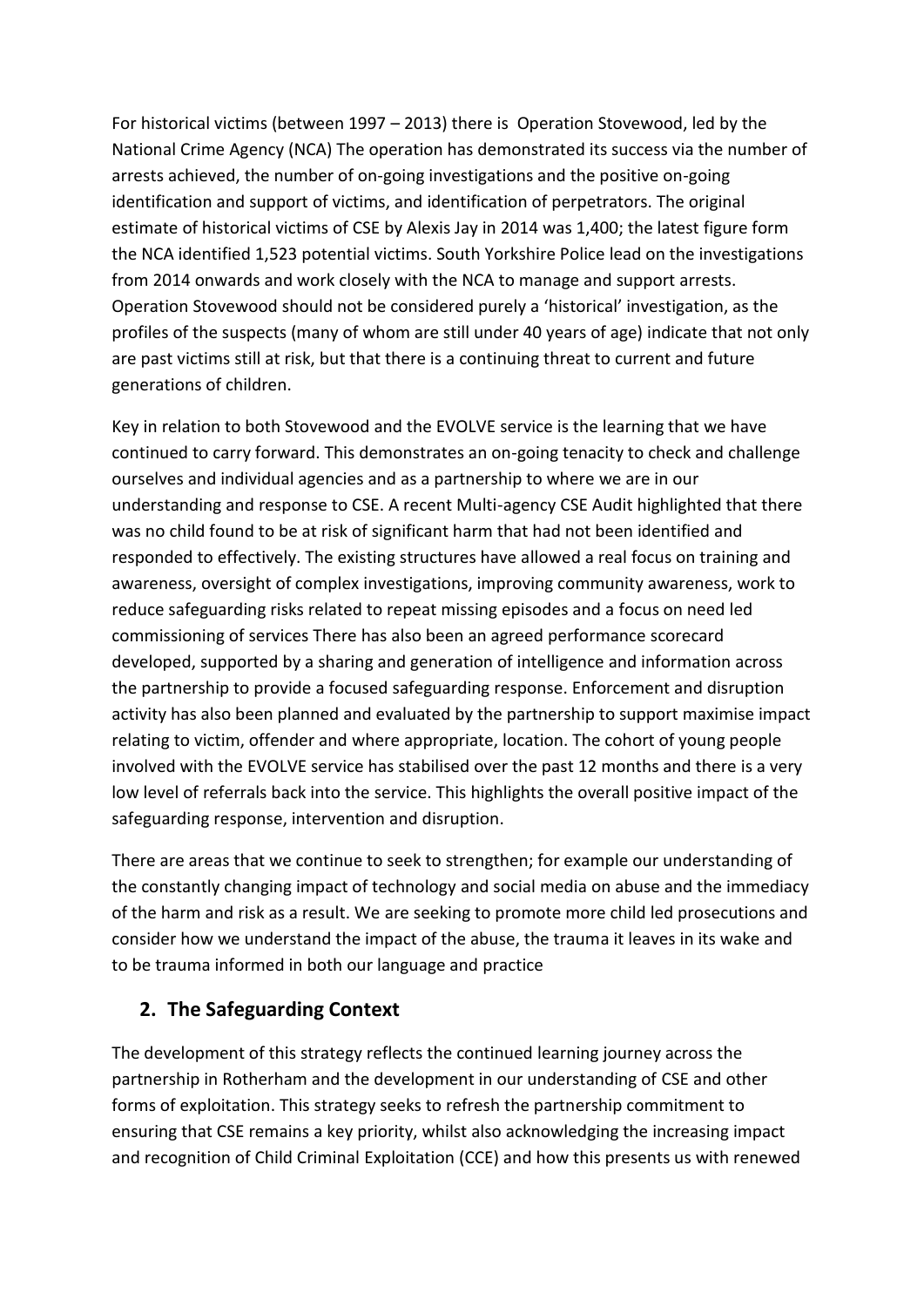For historical victims (between 1997 – 2013) there is Operation Stovewood, led by the National Crime Agency (NCA) The operation has demonstrated its success via the number of arrests achieved, the number of on-going investigations and the positive on-going identification and support of victims, and identification of perpetrators. The original estimate of historical victims of CSE by Alexis Jay in 2014 was 1,400; the latest figure form the NCA identified 1,523 potential victims. South Yorkshire Police lead on the investigations from 2014 onwards and work closely with the NCA to manage and support arrests. Operation Stovewood should not be considered purely a 'historical' investigation, as the profiles of the suspects (many of whom are still under 40 years of age) indicate that not only are past victims still at risk, but that there is a continuing threat to current and future generations of children.

Key in relation to both Stovewood and the EVOLVE service is the learning that we have continued to carry forward. This demonstrates an on-going tenacity to check and challenge ourselves and individual agencies and as a partnership to where we are in our understanding and response to CSE. A recent Multi-agency CSE Audit highlighted that there was no child found to be at risk of significant harm that had not been identified and responded to effectively. The existing structures have allowed a real focus on training and awareness, oversight of complex investigations, improving community awareness, work to reduce safeguarding risks related to repeat missing episodes and a focus on need led commissioning of services There has also been an agreed performance scorecard developed, supported by a sharing and generation of intelligence and information across the partnership to provide a focused safeguarding response. Enforcement and disruption activity has also been planned and evaluated by the partnership to support maximise impact relating to victim, offender and where appropriate, location. The cohort of young people involved with the EVOLVE service has stabilised over the past 12 months and there is a very low level of referrals back into the service. This highlights the overall positive impact of the safeguarding response, intervention and disruption.

There are areas that we continue to seek to strengthen; for example our understanding of the constantly changing impact of technology and social media on abuse and the immediacy of the harm and risk as a result. We are seeking to promote more child led prosecutions and consider how we understand the impact of the abuse, the trauma it leaves in its wake and to be trauma informed in both our language and practice

## 2. The Safeguarding Context

The development of this strategy reflects the continued learning journey across the partnership in Rotherham and the development in our understanding of CSE and other forms of exploitation. This strategy seeks to refresh the partnership commitment to ensuring that CSE remains a key priority, whilst also acknowledging the increasing impact and recognition of Child Criminal Exploitation (CCE) and how this presents us with renewed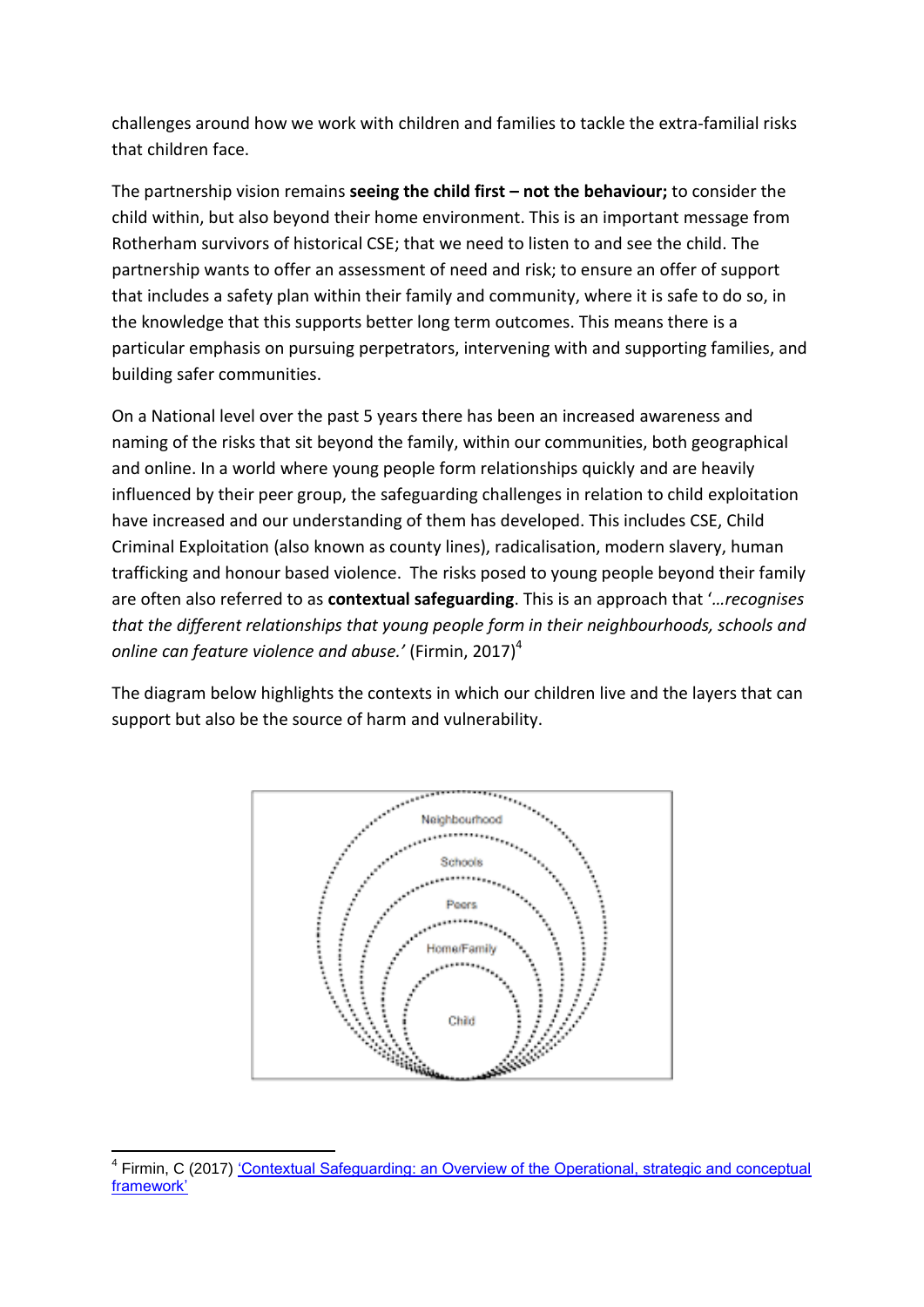challenges around how we work with children and families to tackle the extra-familial risks that children face.

The partnership vision remains **seeing the child first – not the behaviour;** to consider the child within, but also beyond their home environment. This is an important message from Rotherham survivors of historical CSE; that we need to listen to and see the child. The partnership wants to offer an assessment of need and risk; to ensure an offer of support that includes a safety plan within their family and community, where it is safe to do so, in the knowledge that this supports better long term outcomes. This means there is a particular emphasis on pursuing perpetrators, intervening with and supporting families, and building safer communities.

On a National level over the past 5 years there has been an increased awareness and naming of the risks that sit beyond the family, within our communities, both geographical and online. In a world where young people form relationships quickly and are heavily influenced by their peer group, the safeguarding challenges in relation to child exploitation have increased and our understanding of them has developed. This includes CSE, Child Criminal Exploitation (also known as county lines), radicalisation, modern slavery, human trafficking and honour based violence. The risks posed to young people beyond their family are often also referred to as **contextual safeguarding**. This is an approach that '*…recognises that the different relationships that young people form in their neighbourhoods, schools and online can feature violence and abuse.*' (Firmin, 2017)[4]

The diagram below highlights the contexts in which our children live and the layers that can support but also be the source of harm and vulnerability.

Neighbourhood

Schools

Peers

Home/Family

Child

[4] Firmin, C (2017) 'Contextual Safeguarding: an Overview of the Operational, strategic and conceptual framework'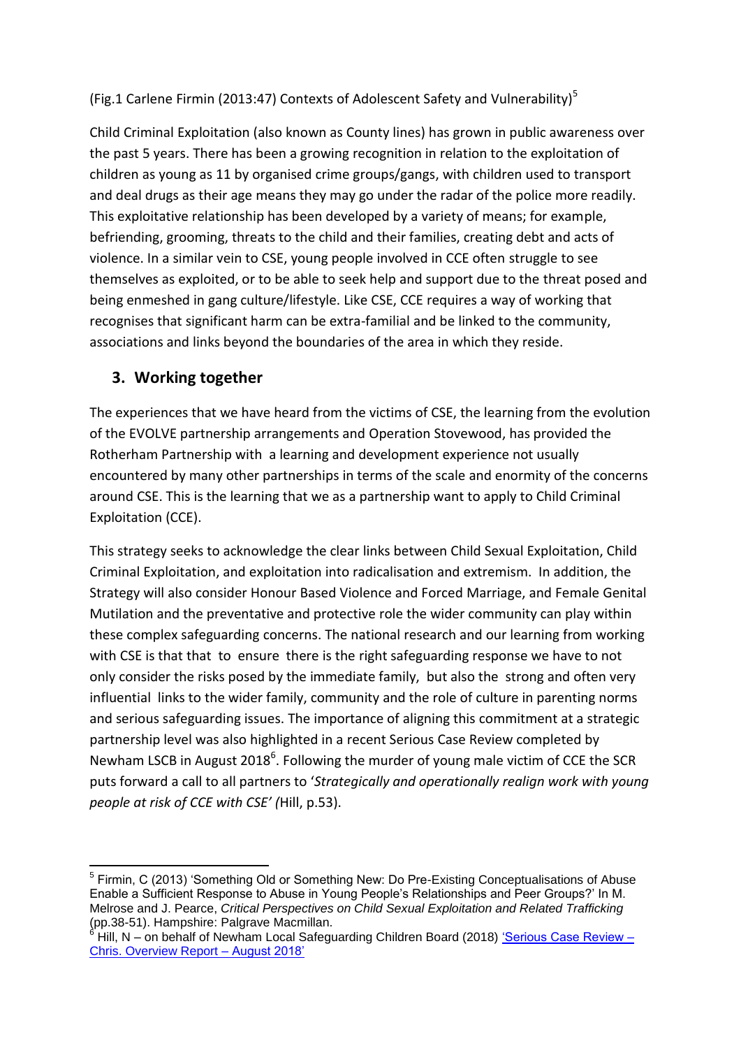(Fig.1 Carlene Firmin (2013:47) Contexts of Adolescent Safety and Vulnerability)[5]

Child Criminal Exploitation (also known as County lines) has grown in public awareness over the past 5 years. There has been a growing recognition in relation to the exploitation of children as young as 11 by organised crime groups/gangs, with children used to transport and deal drugs as their age means they may go under the radar of the police more readily. This exploitative relationship has been developed by a variety of means; for example, befriending, grooming, threats to the child and their families, creating debt and acts of violence. In a similar vein to CSE, young people involved in CCE often struggle to see themselves as exploited, or to be able to seek help and support due to the threat posed and being enmeshed in gang culture/lifestyle. Like CSE, CCE requires a way of working that recognises that significant harm can be extra-familial and be linked to the community, associations and links beyond the boundaries of the area in which they reside.

## 3. Working together

The experiences that we have heard from the victims of CSE, the learning from the evolution of the EVOLVE partnership arrangements and Operation Stovewood, has provided the Rotherham Partnership with a learning and development experience not usually encountered by many other partnerships in terms of the scale and enormity of the concerns around CSE. This is the learning that we as a partnership want to apply to Child Criminal Exploitation (CCE).

This strategy seeks to acknowledge the clear links between Child Sexual Exploitation, Child Criminal Exploitation, and exploitation into radicalisation and extremism. In addition, the Strategy will also consider Honour Based Violence and Forced Marriage, and Female Genital Mutilation and the preventative and protective role the wider community can play within these complex safeguarding concerns. The national research and our learning from working with CSE is that that to ensure there is the right safeguarding response we have to not only consider the risks posed by the immediate family, but also the strong and often very influential links to the wider family, community and the role of culture in parenting norms and serious safeguarding issues. The importance of aligning this commitment at a strategic partnership level was also highlighted in a recent Serious Case Review completed by Newham LSCB in August 2018[6]. Following the murder of young male victim of CCE the SCR puts forward a call to all partners to '*Strategically and operationally realign work with young people at risk of CCE with CSE' (*Hill, p.53).

---

[5] Firmin, C (2013) 'Something Old or Something New: Do Pre-Existing Conceptualisations of Abuse Enable a Sufficient Response to Abuse in Young People's Relationships and Peer Groups?' In M. Melrose and J. Pearce, *Critical Perspectives on Child Sexual Exploitation and Related Trafficking* (pp.38-51). Hampshire: Palgrave Macmillan.

[6] Hill, N – on behalf of Newham Local Safeguarding Children Board (2018) 'Serious Case Review – Chris. Overview Report – August 2018'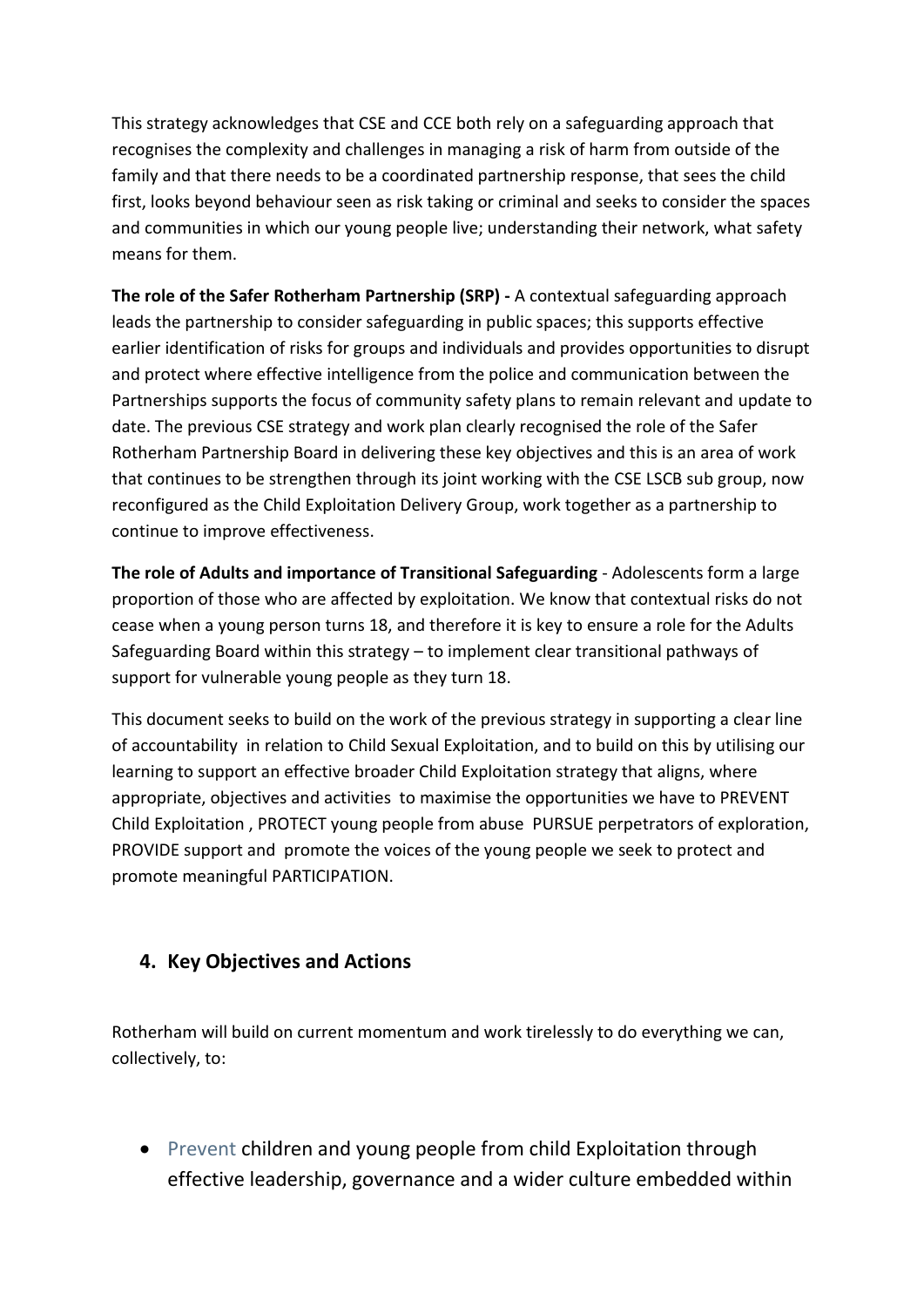This strategy acknowledges that CSE and CCE both rely on a safeguarding approach that recognises the complexity and challenges in managing a risk of harm from outside of the family and that there needs to be a coordinated partnership response, that sees the child first, looks beyond behaviour seen as risk taking or criminal and seeks to consider the spaces and communities in which our young people live; understanding their network, what safety means for them.

**The role of the Safer Rotherham Partnership (SRP) -** A contextual safeguarding approach leads the partnership to consider safeguarding in public spaces; this supports effective earlier identification of risks for groups and individuals and provides opportunities to disrupt and protect where effective intelligence from the police and communication between the Partnerships supports the focus of community safety plans to remain relevant and update to date. The previous CSE strategy and work plan clearly recognised the role of the Safer Rotherham Partnership Board in delivering these key objectives and this is an area of work that continues to be strengthen through its joint working with the CSE LSCB sub group, now reconfigured as the Child Exploitation Delivery Group, work together as a partnership to continue to improve effectiveness.

**The role of Adults and importance of Transitional Safeguarding** - Adolescents form a large proportion of those who are affected by exploitation. We know that contextual risks do not cease when a young person turns 18, and therefore it is key to ensure a role for the Adults Safeguarding Board within this strategy – to implement clear transitional pathways of support for vulnerable young people as they turn 18.

This document seeks to build on the work of the previous strategy in supporting a clear line of accountability in relation to Child Sexual Exploitation, and to build on this by utilising our learning to support an effective broader Child Exploitation strategy that aligns, where appropriate, objectives and activities to maximise the opportunities we have to PREVENT Child Exploitation , PROTECT young people from abuse PURSUE perpetrators of exploration, PROVIDE support and promote the voices of the young people we seek to protect and promote meaningful PARTICIPATION.

## 4. Key Objectives and Actions

Rotherham will build on current momentum and work tirelessly to do everything we can, collectively, to:

- Prevent children and young people from child Exploitation through effective leadership, governance and a wider culture embedded within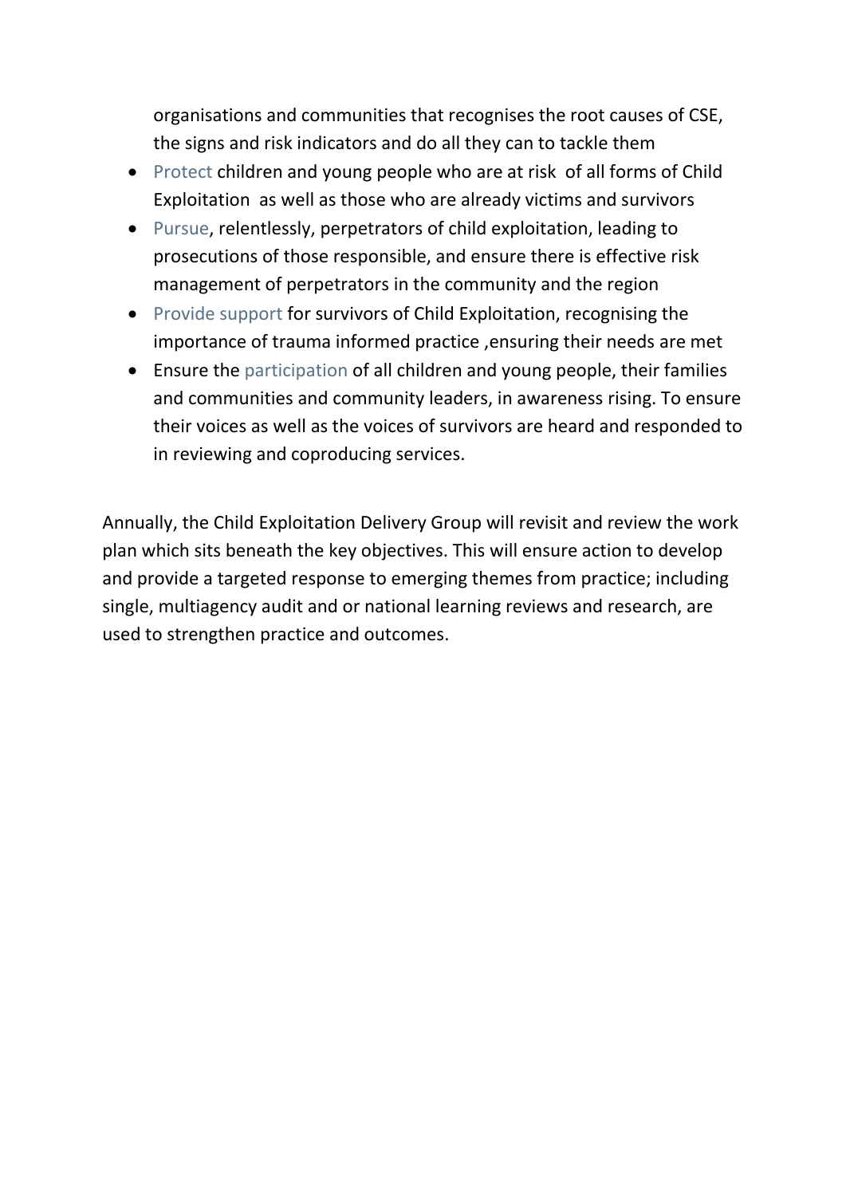organisations and communities that recognises the root causes of CSE, the signs and risk indicators and do all they can to tackle them

- Protect children and young people who are at risk of all forms of Child Exploitation as well as those who are already victims and survivors
- Pursue, relentlessly, perpetrators of child exploitation, leading to prosecutions of those responsible, and ensure there is effective risk management of perpetrators in the community and the region
- Provide support for survivors of Child Exploitation, recognising the importance of trauma informed practice ,ensuring their needs are met
- Ensure the participation of all children and young people, their families and communities and community leaders, in awareness rising. To ensure their voices as well as the voices of survivors are heard and responded to in reviewing and coproducing services.

Annually, the Child Exploitation Delivery Group will revisit and review the work plan which sits beneath the key objectives. This will ensure action to develop and provide a targeted response to emerging themes from practice; including single, multiagency audit and or national learning reviews and research, are used to strengthen practice and outcomes.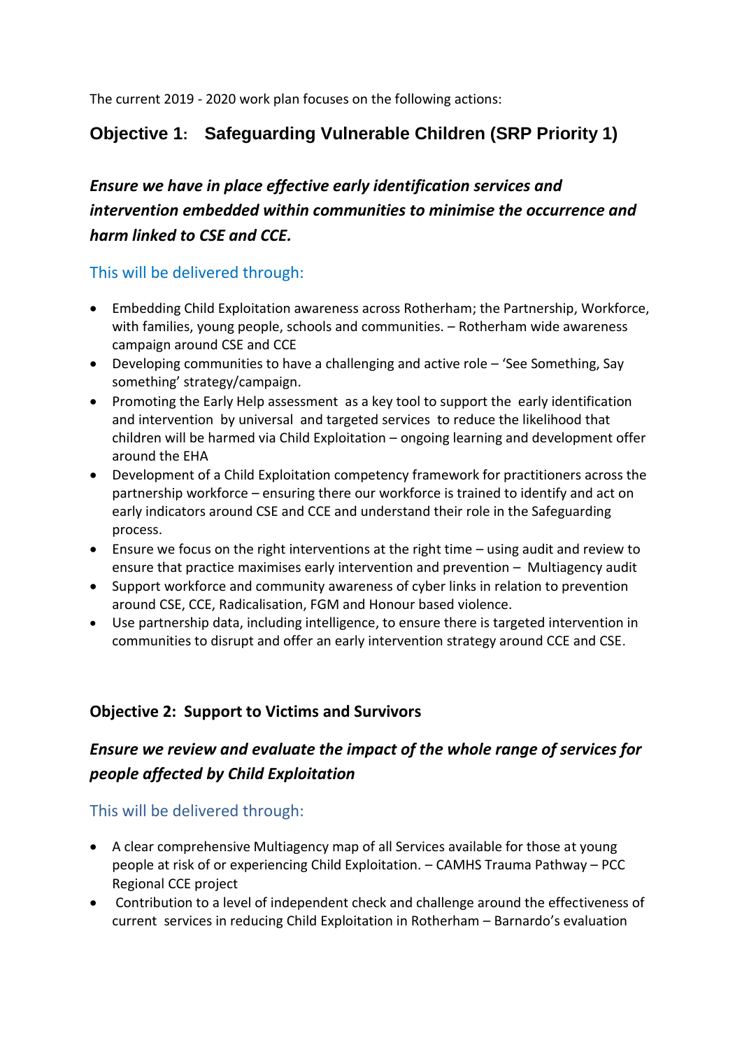The current 2019 - 2020 work plan focuses on the following actions:

## Objective 1: Safeguarding Vulnerable Children (SRP Priority 1)

### *Ensure we have in place effective early identification services and intervention embedded within communities to minimise the occurrence and harm linked to CSE and CCE.*

This will be delivered through:

- Embedding Child Exploitation awareness across Rotherham; the Partnership, Workforce, with families, young people, schools and communities. – Rotherham wide awareness campaign around CSE and CCE
- Developing communities to have a challenging and active role – 'See Something, Say something' strategy/campaign.
- Promoting the Early Help assessment as a key tool to support the early identification and intervention by universal and targeted services to reduce the likelihood that children will be harmed via Child Exploitation – ongoing learning and development offer around the EHA
- Development of a Child Exploitation competency framework for practitioners across the partnership workforce – ensuring there our workforce is trained to identify and act on early indicators around CSE and CCE and understand their role in the Safeguarding process.
- Ensure we focus on the right interventions at the right time – using audit and review to ensure that practice maximises early intervention and prevention – Multiagency audit
- Support workforce and community awareness of cyber links in relation to prevention around CSE, CCE, Radicalisation, FGM and Honour based violence.
- Use partnership data, including intelligence, to ensure there is targeted intervention in communities to disrupt and offer an early intervention strategy around CCE and CSE.

## Objective 2: Support to Victims and Survivors

### *Ensure we review and evaluate the impact of the whole range of services for people affected by Child Exploitation*

This will be delivered through:

- A clear comprehensive Multiagency map of all Services available for those at young people at risk of or experiencing Child Exploitation. – CAMHS Trauma Pathway – PCC Regional CCE project
- Contribution to a level of independent check and challenge around the effectiveness of current services in reducing Child Exploitation in Rotherham – Barnardo's evaluation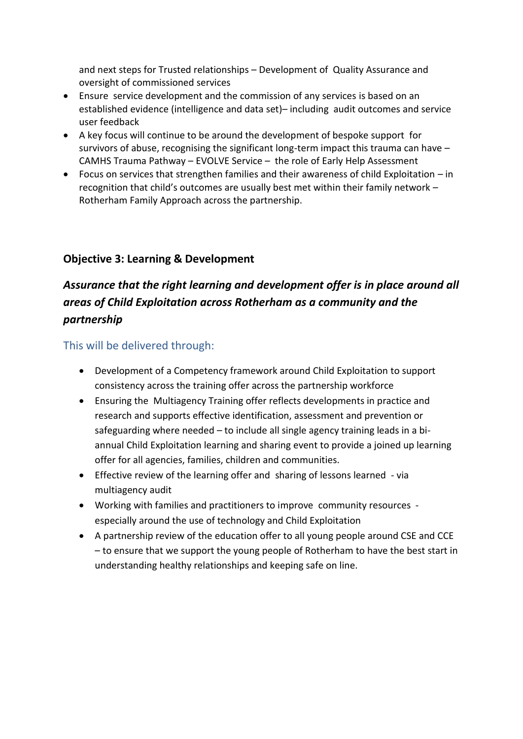and next steps for Trusted relationships – Development of Quality Assurance and oversight of commissioned services

- Ensure service development and the commission of any services is based on an established evidence (intelligence and data set)– including audit outcomes and service user feedback
- A key focus will continue to be around the development of bespoke support for survivors of abuse, recognising the significant long-term impact this trauma can have – CAMHS Trauma Pathway – EVOLVE Service – the role of Early Help Assessment
- Focus on services that strengthen families and their awareness of child Exploitation – in recognition that child's outcomes are usually best met within their family network – Rotherham Family Approach across the partnership.

## Objective 3: Learning & Development

### *Assurance that the right learning and development offer is in place around all areas of Child Exploitation across Rotherham as a community and the partnership*

### This will be delivered through:

- Development of a Competency framework around Child Exploitation to support consistency across the training offer across the partnership workforce
- Ensuring the Multiagency Training offer reflects developments in practice and research and supports effective identification, assessment and prevention or safeguarding where needed – to include all single agency training leads in a bi-annual Child Exploitation learning and sharing event to provide a joined up learning offer for all agencies, families, children and communities.
- Effective review of the learning offer and sharing of lessons learned - via multiagency audit
- Working with families and practitioners to improve community resources - especially around the use of technology and Child Exploitation
- A partnership review of the education offer to all young people around CSE and CCE – to ensure that we support the young people of Rotherham to have the best start in understanding healthy relationships and keeping safe on line.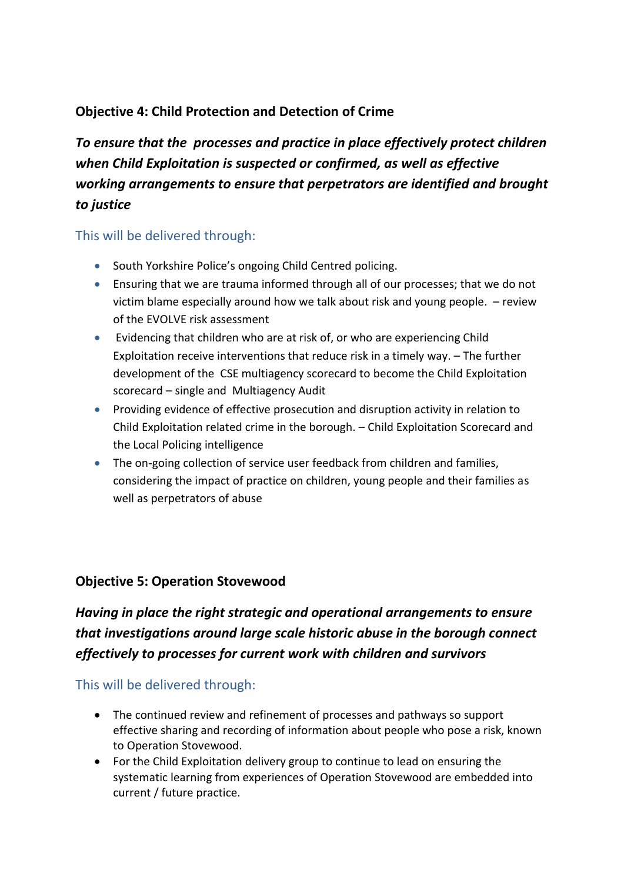**Objective 4: Child Protection and Detection of Crime**

***To ensure that the processes and practice in place effectively protect children when Child Exploitation is suspected or confirmed, as well as effective working arrangements to ensure that perpetrators are identified and brought to justice***

This will be delivered through:

- South Yorkshire Police's ongoing Child Centred policing.
- Ensuring that we are trauma informed through all of our processes; that we do not victim blame especially around how we talk about risk and young people. – review of the EVOLVE risk assessment
- Evidencing that children who are at risk of, or who are experiencing Child Exploitation receive interventions that reduce risk in a timely way. – The further development of the CSE multiagency scorecard to become the Child Exploitation scorecard – single and Multiagency Audit
- Providing evidence of effective prosecution and disruption activity in relation to Child Exploitation related crime in the borough. – Child Exploitation Scorecard and the Local Policing intelligence
- The on-going collection of service user feedback from children and families, considering the impact of practice on children, young people and their families as well as perpetrators of abuse

**Objective 5: Operation Stovewood**

***Having in place the right strategic and operational arrangements to ensure that investigations around large scale historic abuse in the borough connect effectively to processes for current work with children and survivors***

This will be delivered through:

- The continued review and refinement of processes and pathways so support effective sharing and recording of information about people who pose a risk, known to Operation Stovewood.
- For the Child Exploitation delivery group to continue to lead on ensuring the systematic learning from experiences of Operation Stovewood are embedded into current / future practice.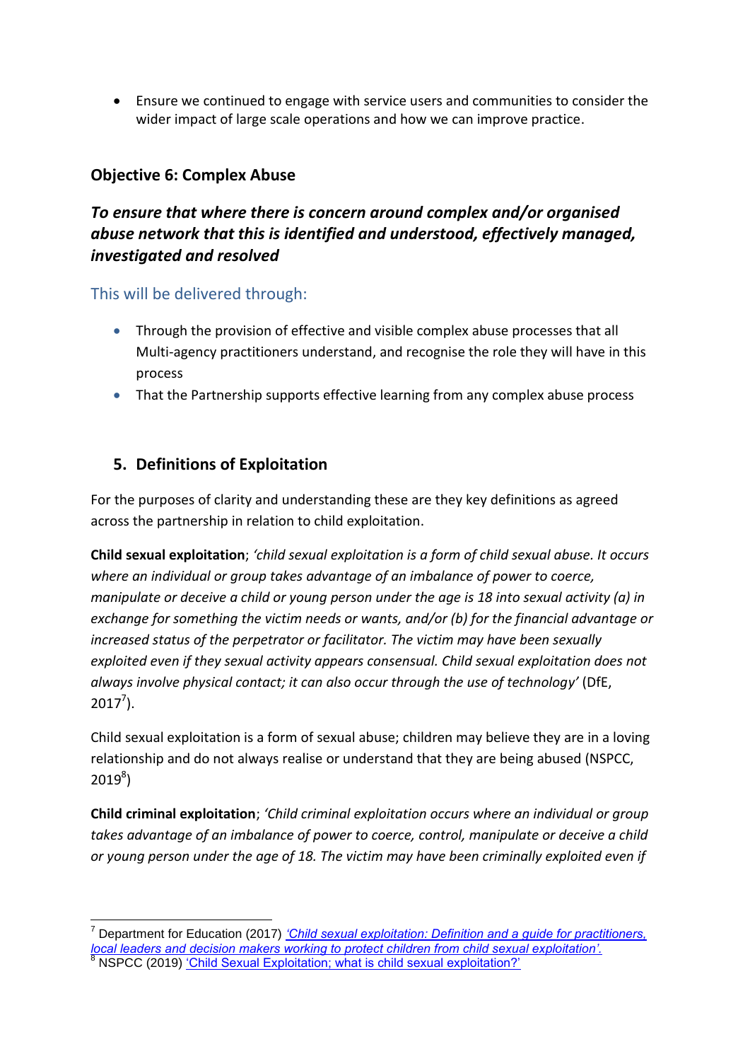- Ensure we continued to engage with service users and communities to consider the wider impact of large scale operations and how we can improve practice.

### Objective 6: Complex Abuse

***To ensure that where there is concern around complex and/or organised abuse network that this is identified and understood, effectively managed, investigated and resolved***

This will be delivered through:

- Through the provision of effective and visible complex abuse processes that all Multi-agency practitioners understand, and recognise the role they will have in this process
- That the Partnership supports effective learning from any complex abuse process

## 5. Definitions of Exploitation

For the purposes of clarity and understanding these are they key definitions as agreed across the partnership in relation to child exploitation.

**Child sexual exploitation**; *'child sexual exploitation is a form of child sexual abuse. It occurs where an individual or group takes advantage of an imbalance of power to coerce, manipulate or deceive a child or young person under the age is 18 into sexual activity (a) in exchange for something the victim needs or wants, and/or (b) for the financial advantage or increased status of the perpetrator or facilitator. The victim may have been sexually exploited even if they sexual activity appears consensual. Child sexual exploitation does not always involve physical contact; it can also occur through the use of technology'* (DfE, 2017[7]).

Child sexual exploitation is a form of sexual abuse; children may believe they are in a loving relationship and do not always realise or understand that they are being abused (NSPCC, 2019[8])

**Child criminal exploitation**; *'Child criminal exploitation occurs where an individual or group takes advantage of an imbalance of power to coerce, control, manipulate or deceive a child or young person under the age of 18. The victim may have been criminally exploited even if*

---

[7] Department for Education (2017) *'Child sexual exploitation: Definition and a guide for practitioners, local leaders and decision makers working to protect children from child sexual exploitation'.*

[8] NSPCC (2019) 'Child Sexual Exploitation; what is child sexual exploitation?'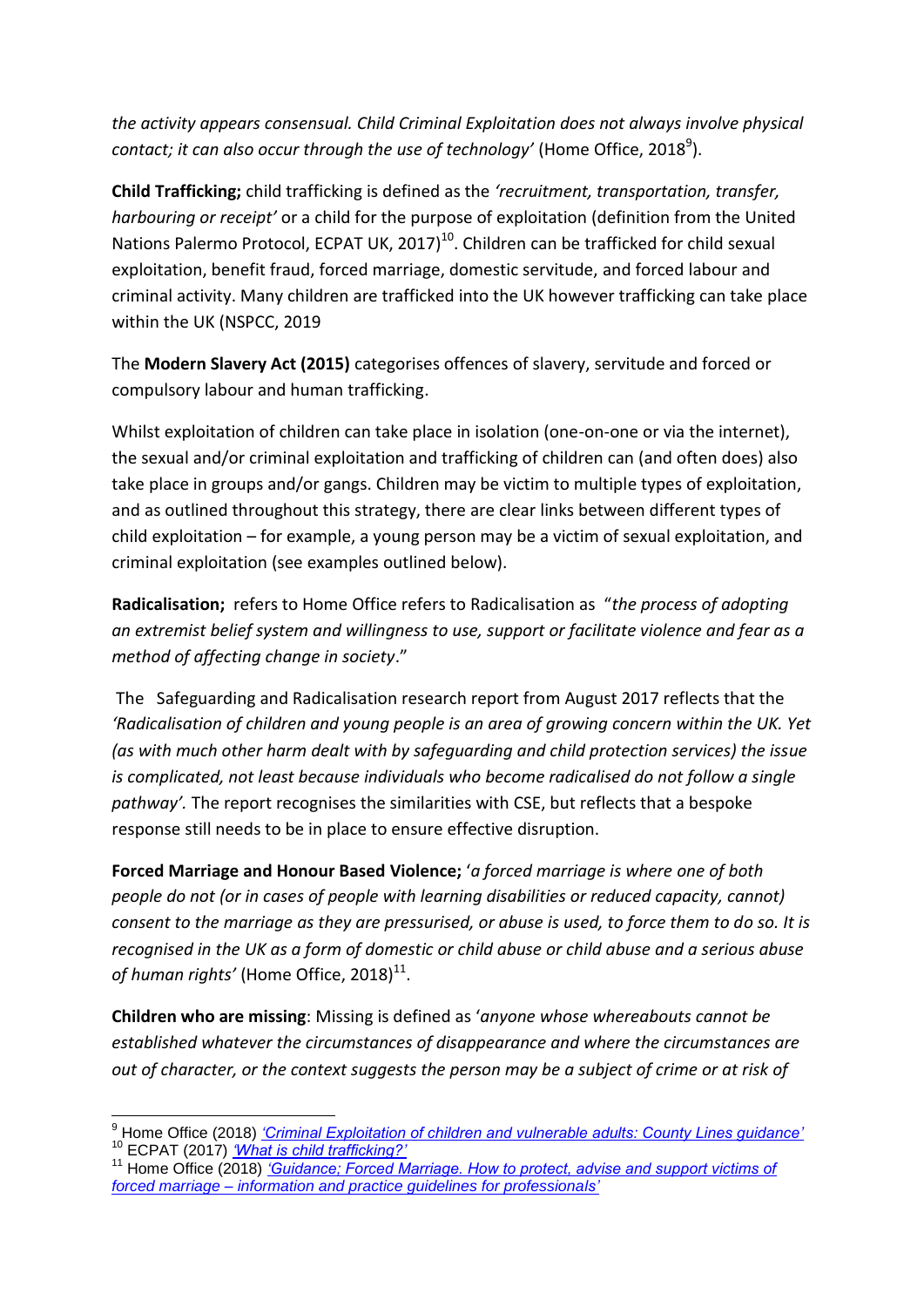*the activity appears consensual. Child Criminal Exploitation does not always involve physical contact; it can also occur through the use of technology'* (Home Office, 2018[9]).

**Child Trafficking;** child trafficking is defined as the *'recruitment, transportation, transfer, harbouring or receipt'* or a child for the purpose of exploitation (definition from the United Nations Palermo Protocol, ECPAT UK, 2017)[10]. Children can be trafficked for child sexual exploitation, benefit fraud, forced marriage, domestic servitude, and forced labour and criminal activity. Many children are trafficked into the UK however trafficking can take place within the UK (NSPCC, 2019

The **Modern Slavery Act (2015)** categorises offences of slavery, servitude and forced or compulsory labour and human trafficking.

Whilst exploitation of children can take place in isolation (one-on-one or via the internet), the sexual and/or criminal exploitation and trafficking of children can (and often does) also take place in groups and/or gangs. Children may be victim to multiple types of exploitation, and as outlined throughout this strategy, there are clear links between different types of child exploitation – for example, a young person may be a victim of sexual exploitation, and criminal exploitation (see examples outlined below).

**Radicalisation;** refers to Home Office refers to Radicalisation as "*the process of adopting an extremist belief system and willingness to use, support or facilitate violence and fear as a method of affecting change in society*."

The Safeguarding and Radicalisation research report from August 2017 reflects that the *'Radicalisation of children and young people is an area of growing concern within the UK. Yet (as with much other harm dealt with by safeguarding and child protection services) the issue is complicated, not least because individuals who become radicalised do not follow a single pathway'.* The report recognises the similarities with CSE, but reflects that a bespoke response still needs to be in place to ensure effective disruption.

**Forced Marriage and Honour Based Violence;** '*a forced marriage is where one of both people do not (or in cases of people with learning disabilities or reduced capacity, cannot) consent to the marriage as they are pressurised, or abuse is used, to force them to do so. It is recognised in the UK as a form of domestic or child abuse or child abuse and a serious abuse of human rights'* (Home Office, 2018)[11].

**Children who are missing**: Missing is defined as '*anyone whose whereabouts cannot be established whatever the circumstances of disappearance and where the circumstances are out of character, or the context suggests the person may be a subject of crime or at risk of*

---

[9] Home Office (2018) *'Criminal Exploitation of children and vulnerable adults: County Lines guidance'*

[10] ECPAT (2017) *'What is child trafficking?'*

[11] Home Office (2018) *'Guidance; Forced Marriage. How to protect, advise and support victims of forced marriage – information and practice guidelines for professionals'*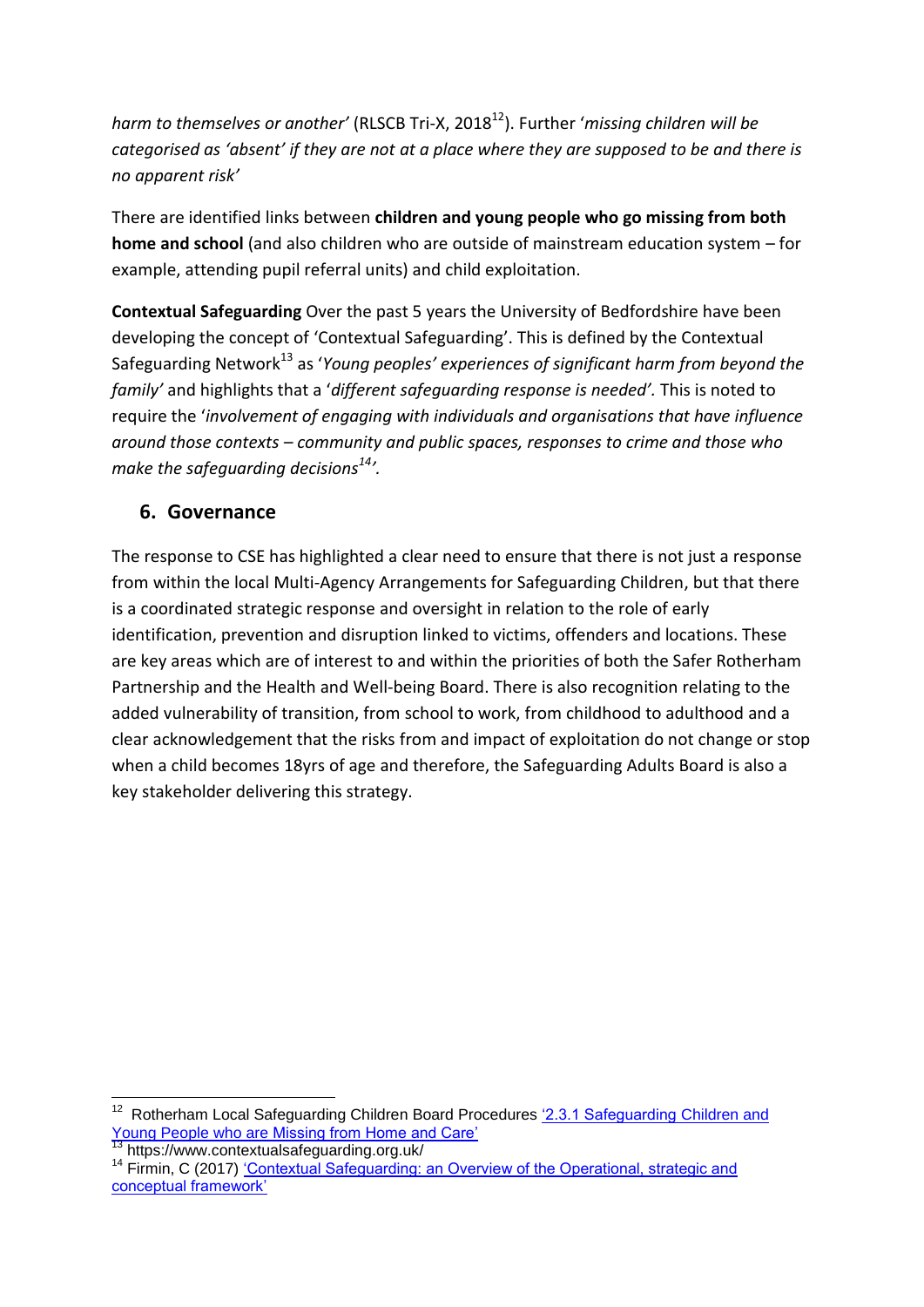*harm to themselves or another'* (RLSCB Tri-X, 2018[12]). Further '*missing children will be categorised as 'absent' if they are not at a place where they are supposed to be and there is no apparent risk'*

There are identified links between **children and young people who go missing from both home and school** (and also children who are outside of mainstream education system – for example, attending pupil referral units) and child exploitation.

**Contextual Safeguarding** Over the past 5 years the University of Bedfordshire have been developing the concept of 'Contextual Safeguarding'. This is defined by the Contextual Safeguarding Network[13] as '*Young peoples' experiences of significant harm from beyond the family'* and highlights that a '*different safeguarding response is needed'.* This is noted to require the '*involvement of engaging with individuals and organisations that have influence around those contexts – community and public spaces, responses to crime and those who make the safeguarding decisions[14]'.*

## 6. Governance

The response to CSE has highlighted a clear need to ensure that there is not just a response from within the local Multi-Agency Arrangements for Safeguarding Children, but that there is a coordinated strategic response and oversight in relation to the role of early identification, prevention and disruption linked to victims, offenders and locations. These are key areas which are of interest to and within the priorities of both the Safer Rotherham Partnership and the Health and Well-being Board. There is also recognition relating to the added vulnerability of transition, from school to work, from childhood to adulthood and a clear acknowledgement that the risks from and impact of exploitation do not change or stop when a child becomes 18yrs of age and therefore, the Safeguarding Adults Board is also a key stakeholder delivering this strategy.

---

[12] Rotherham Local Safeguarding Children Board Procedures '2.3.1 Safeguarding Children and Young People who are Missing from Home and Care'

[13] https://www.contextualsafeguarding.org.uk/

[14] Firmin, C (2017) 'Contextual Safeguarding: an Overview of the Operational, strategic and conceptual framework'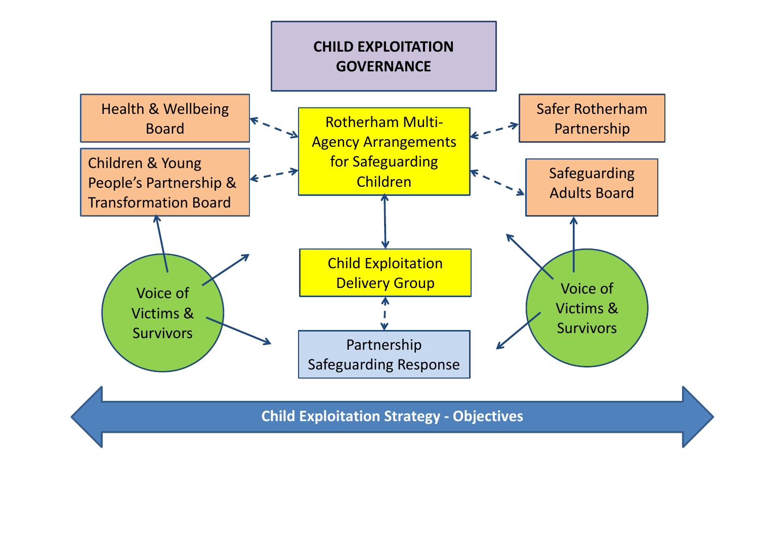CHILD EXPLOITATION GOVERNANCE

Health & Wellbeing Board

Children & Young People's Partnership & Transformation Board

Rotherham Multi-Agency Arrangements for Safeguarding Children

Safer Rotherham Partnership

Safeguarding Adults Board

Child Exploitation Delivery Group

Voice of Victims & Survivors

Partnership Safeguarding Response

Voice of Victims & Survivors

Child Exploitation Strategy - Objectives